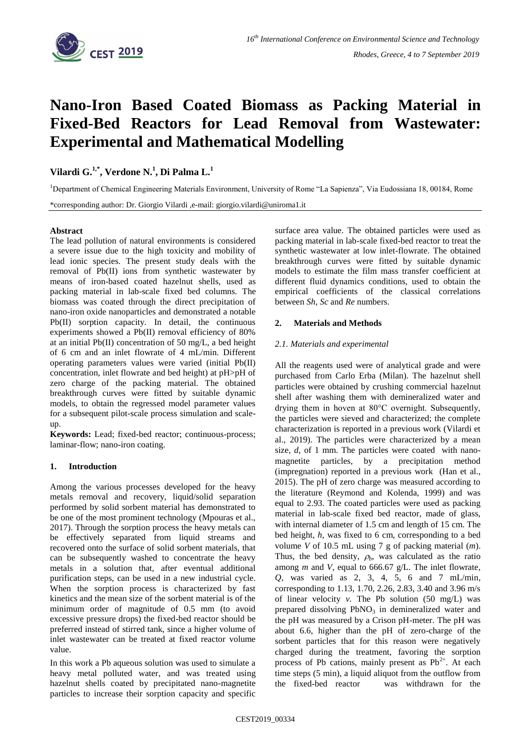# Nano-Iron Based Coated Biomass as Packing Material in Fixed-Bed Reactors for Lead Removal from Wastewater: Experimental and Mathematical Modelling

**Vilardi G.[1,*], Verdone N.[1], Di Palma L.[1]**

[1]Department of Chemical Engineering Materials Environment, University of Rome "La Sapienza", Via Eudossiana 18, 00184, Rome

*corresponding author: Dr. Giorgio Vilardi ,e-mail: giorgio.vilardi@uniroma1.it

**Abstract**

The lead pollution of natural environments is considered a severe issue due to the high toxicity and mobility of lead ionic species. The present study deals with the removal of Pb(II) ions from synthetic wastewater by means of iron-based coated hazelnut shells, used as packing material in lab-scale fixed bed columns. The biomass was coated through the direct precipitation of nano-iron oxide nanoparticles and demonstrated a notable Pb(II) sorption capacity. In detail, the continuous experiments showed a Pb(II) removal efficiency of 80% at an initial Pb(II) concentration of 50 mg/L, a bed height of 6 cm and an inlet flowrate of 4 mL/min. Different operating parameters values were varied (initial Pb(II) concentration, inlet flowrate and bed height) at pH>pH of zero charge of the packing material. The obtained breakthrough curves were fitted by suitable dynamic models, to obtain the regressed model parameter values for a subsequent pilot-scale process simulation and scale-up.

**Keywords:** Lead; fixed-bed reactor; continuous-process; laminar-flow; nano-iron coating.

## 1. Introduction

Among the various processes developed for the heavy metals removal and recovery, liquid/solid separation performed by solid sorbent material has demonstrated to be one of the most prominent technology (Mpouras et al., 2017). Through the sorption process the heavy metals can be effectively separated from liquid streams and recovered onto the surface of solid sorbent materials, that can be subsequently washed to concentrate the heavy metals in a solution that, after eventual additional purification steps, can be used in a new industrial cycle. When the sorption process is characterized by fast kinetics and the mean size of the sorbent material is of the minimum order of magnitude of 0.5 mm (to avoid excessive pressure drops) the fixed-bed reactor should be preferred instead of stirred tank, since a higher volume of inlet wastewater can be treated at fixed reactor volume value.

In this work a Pb aqueous solution was used to simulate a heavy metal polluted water, and was treated using hazelnut shells coated by precipitated nano-magnetite particles to increase their sorption capacity and specific surface area value. The obtained particles were used as packing material in lab-scale fixed-bed reactor to treat the synthetic wastewater at low inlet-flowrate. The obtained breakthrough curves were fitted by suitable dynamic models to estimate the film mass transfer coefficient at different fluid dynamics conditions, used to obtain the empirical coefficients of the classical correlations between *Sh*, *Sc* and *Re* numbers.

## 2. Materials and Methods

### 2.1. Materials and experimental

All the reagents used were of analytical grade and were purchased from Carlo Erba (Milan). The hazelnut shell particles were obtained by crushing commercial hazelnut shell after washing them with demineralized water and drying them in hoven at 80°C overnight. Subsequently, the particles were sieved and characterized; the complete characterization is reported in a previous work (Vilardi et al., 2019). The particles were characterized by a mean size, *d*, of 1 mm. The particles were coated with nano-magnetite particles, by a precipitation method (impregnation) reported in a previous work (Han et al., 2015). The pH of zero charge was measured according to the literature (Reymond and Kolenda, 1999) and was equal to 2.93. The coated particles were used as packing material in lab-scale fixed bed reactor, made of glass, with internal diameter of 1.5 cm and length of 15 cm. The bed height, *h*, was fixed to 6 cm, corresponding to a bed volume *V* of 10.5 mL using 7 g of packing material (*m*). Thus, the bed density, $\rho_b$, was calculated as the ratio among *m* and *V*, equal to 666.67 g/L. The inlet flowrate, *Q*, was varied as 2, 3, 4, 5, 6 and 7 mL/min, corresponding to 1.13, 1.70, 2.26, 2.83, 3.40 and 3.96 m/s of linear velocity *v*. The Pb solution (50 mg/L) was prepared dissolving $PbNO_3$ in demineralized water and the pH was measured by a Crison pH-meter. The pH was about 6.6, higher than the pH of zero-charge of the sorbent particles that for this reason were negatively charged during the treatment, favoring the sorption process of Pb cations, mainly present as $Pb^{2+}$. At each time steps (5 min), a liquid aliquot from the outflow from the fixed-bed reactor was withdrawn for the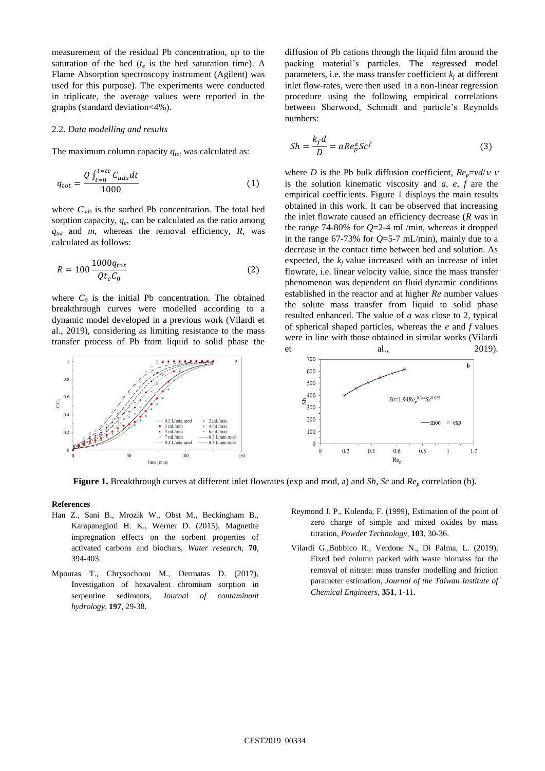measurement of the residual Pb concentration, up to the saturation of the bed ($t_e$ is the bed saturation time). A Flame Absorption spectroscopy instrument (Agilent) was used for this purpose). The experiments were conducted in triplicate, the average values were reported in the graphs (standard deviation<4%).

### 2.2. *Data modelling and results*

The maximum column capacity $q_{tot}$ was calculated as:

$$q_{tot} = \frac{Q\int_{t=0}^{t=te} C_{ads}dt}{1000} \quad (1)$$

where $C_{ads}$ is the sorbed Pb concentration. The total bed sorption capacity, $q_e$, can be calculated as the ratio among $q_{tot}$ and $m$, whereas the removal efficiency, $R$, was calculated as follows:

$$R = 100\,\frac{1000q_{tot}}{Qt_eC_0} \quad (2)$$

where $C_0$ is the initial Pb concentration. The obtained breakthrough curves were modelled according to a dynamic model developed in a previous work (Vilardi et al., 2019), considering as limiting resistance to the mass transfer process of Pb from liquid to solid phase the diffusion of Pb cations through the liquid film around the packing material's particles. The regressed model parameters, i.e. the mass transfer coefficient $k_f$ at different inlet flow-rates, were then used in a non-linear regression procedure using the following empirical correlations between Sherwood, Schmidt and particle's Reynolds numbers:

$$Sh = \frac{k_f d}{D} = aRe_p^e Sc^f \quad (3)$$

where $D$ is the Pb bulk diffusion coefficient, $Re_p$=$vd/\nu$ $\nu$ is the solution kinematic viscosity and $a$, $e$, $f$ are the empirical coefficients. Figure 1 displays the main results obtained in this work. It can be observed that increasing the inlet flowrate caused an efficiency decrease ($R$ was in the range 74-80% for $Q$=2-4 mL/min, whereas it dropped in the range 67-73% for $Q$=5-7 mL/min), mainly due to a decrease in the contact time between bed and solution. As expected, the $k_f$ value increased with an increase of inlet flowrate, i.e. linear velocity value, since the mass transfer phenomenon was dependent on fluid dynamic conditions established in the reactor and at higher $Re$ number values the solute mass transfer from liquid to solid phase resulted enhanced. The value of $a$ was close to 2, typical of spherical shaped particles, whereas the $e$ and $f$ values were in line with those obtained in similar works (Vilardi et al., 2019).

a
C/C0
Time (min)
0.2 L/min mod
3 mL/min
5 mL/min
7 mL/min
0.4 L/min mod
2 mL/min
4 mL/min
6 mL/min
0.3 L/min mod
0.5 L/min mod

b
Sh
Rep
$Sh$=1.94$Re_p^{0.344}Sc^{0.855}$
mod
exp

**Figure 1.** Breakthrough curves at different inlet flowrates (exp and mod, a) and $Sh$, $Sc$ and $Re_p$ correlation (b).

**References**

Han Z., Sani B., Mrozik W., Obst M., Beckingham B., Karapanagioti H. K., Werner D. (2015), Magnetite impregnation effects on the sorbent properties of activated carbons and biochars, *Water research*, **70**, 394-403.

Mpouras T., Chrysochoou M., Dermatas D. (2017), Investigation of hexavalent chromium sorption in serpentine sediments, *Journal of contaminant hydrology*, **197**, 29-38.

Reymond J. P., Kolenda, F. (1999), Estimation of the point of zero charge of simple and mixed oxides by mass titration, *Powder Technology*, **103**, 30-36.

Vilardi G.,Bubbico R., Verdone N., Di Palma, L. (2019), Fixed bed column packed with waste biomass for the removal of nitrate: mass transfer modelling and friction parameter estimation, *Journal of the Taiwan Institute of Chemical Engineers*, **351**, 1-11.